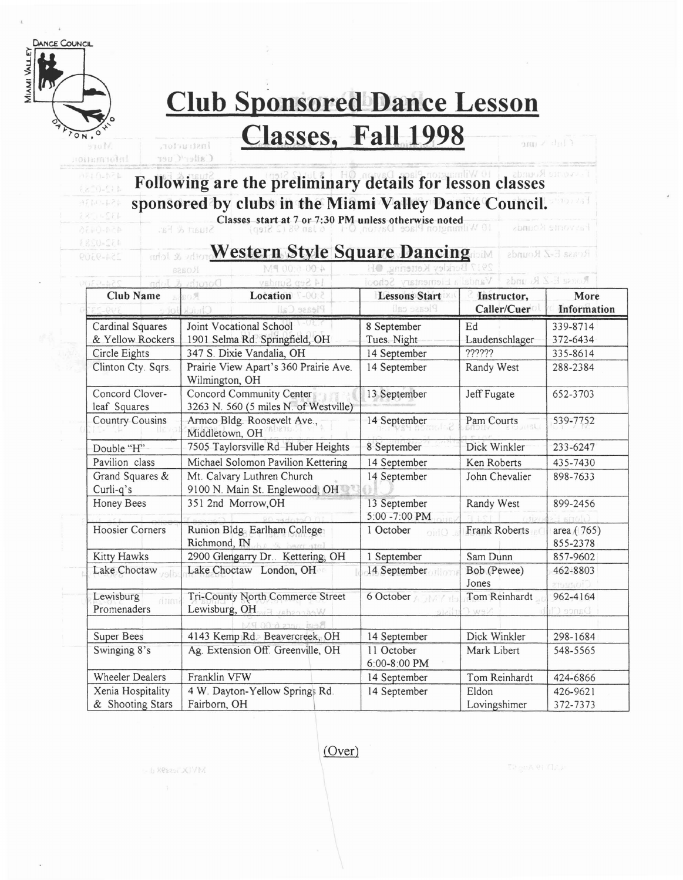# Club Sponsored Dance Lesson Classes, Fall 1998

## Following are the preliminary details for lesson classes sponsored by clubs in the Miami Valley Dance Council.

**Classes start at 7 or 7:30 PM unless otherwise noted**

## Western Style Square Dancing

| Club Name | Location | Lessons Start | Instructor, Caller/Cuer | More Information |
|---|---|---|---|---|
| Cardinal Squares & Yellow Rockers | Joint Vocational School 1901 Selma Rd. Springfield, OH | 8 September Tues. Night | Ed Laudenschlager | 339-8714 372-6434 |
| Circle Eights | 347 S. Dixie Vandalia, OH | 14 September | ?????? | 335-8614 |
| Clinton Cty. Sqrs. | Prairie View Apart's 360 Prairie Ave. Wilmington, OH | 14 September | Randy West | 288-2384 |
| Concord Clover-leaf Squares | Concord Community Center 3263 N. 560 (5 miles N. of Westville) | 13 September | Jeff Fugate | 652-3703 |
| Country Cousins | Armco Bldg. Roosevelt Ave., Middletown, OH | 14 September | Pam Courts | 539-7752 |
| Double "H" | 7505 Taylorsville Rd Huber Heights | 8 September | Dick Winkler | 233-6247 |
| Pavilion class | Michael Solomon Pavilion Kettering | 14 September | Ken Roberts | 435-7430 |
| Grand Squares & Curli-q's | Mt. Calvary Luthren Church 9100 N. Main St. Englewood, OH | 14 September | John Chevalier | 898-7633 |
| Honey Bees | 351 2nd Morrow,OH | 13 September 5:00 -7:00 PM | Randy West | 899-2456 |
| Hoosier Corners | Runion Bldg. Earlham College Richmond, IN | 1 October | Frank Roberts | area (765) 855-2378 |
| Kitty Hawks | 2900 Glengarry Dr.. Kettering, OH | 1 September | Sam Dunn | 857-9602 |
| Lake Choctaw | Lake Choctaw London, OH | 14 September | Bob (Pewee) Jones | 462-8803 |
| Lewisburg Promenaders | Tri-County North Commerce Street Lewisburg, OH | 6 October | Tom Reinhardt | 962-4164 |
| | | | | |
| Super Bees | 4143 Kemp Rd. Beavercreek, OH | 14 September | Dick Winkler | 298-1684 |
| Swinging 8's | Ag. Extension Off. Greenville, OH | 11 October 6:00-8:00 PM | Mark Libert | 548-5565 |
| Wheeler Dealers | Franklin VFW | 14 September | Tom Reinhardt | 424-6866 |
| Xenia Hospitality & Shooting Stars | 4 W. Dayton-Yellow Springs Rd. Fairborn, OH | 14 September | Eldon Lovingshimer | 426-9621 372-7373 |

(Over)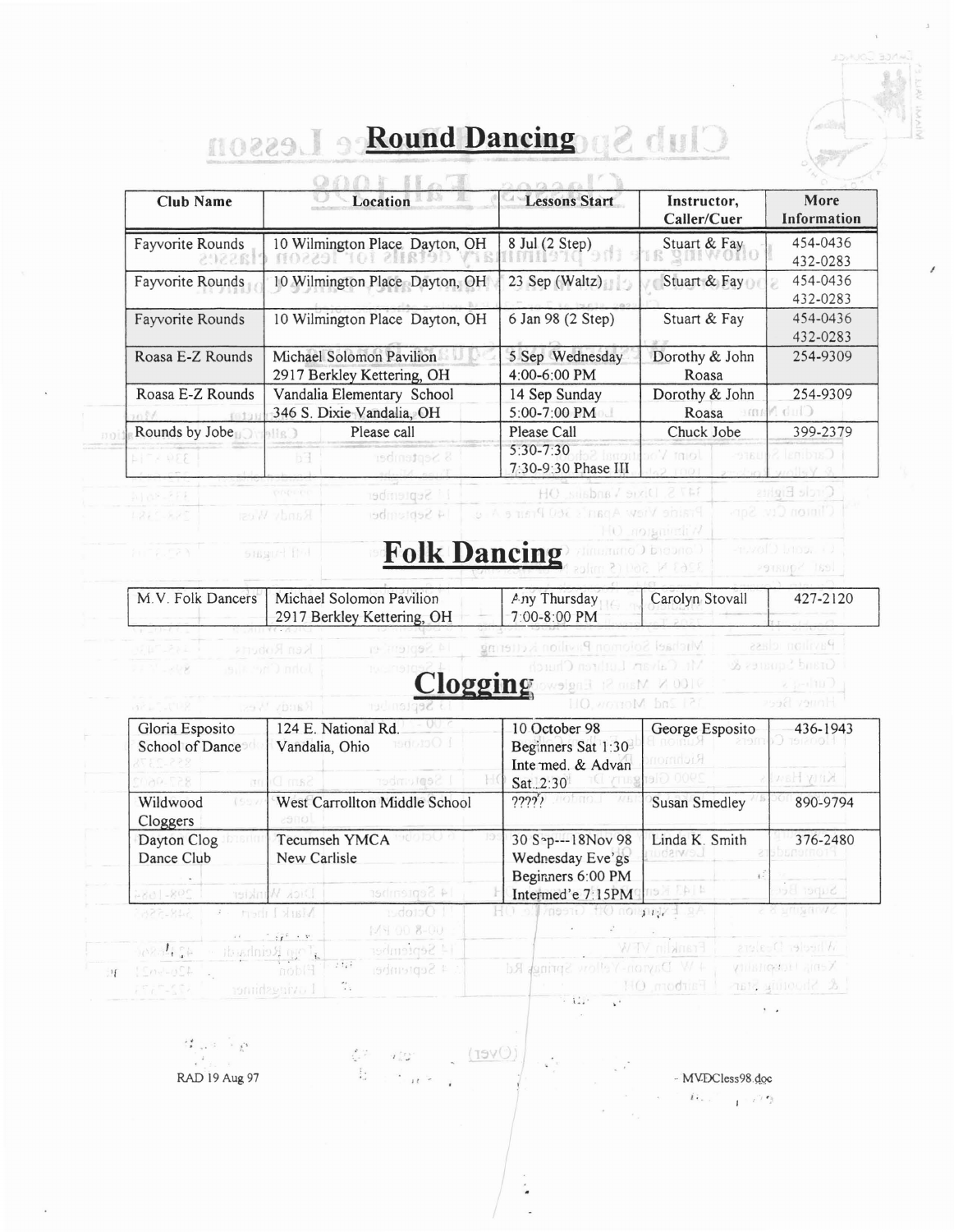# Round Dancing

| Club Name | Location | Lessons Start | Instructor, Caller/Cuer | More Information |
|---|---|---|---|---|
| Fayvorite Rounds | 10 Wilmington Place Dayton, OH | 8 Jul (2 Step) | Stuart & Fay | 454-0436 432-0283 |
| Fayvorite Rounds | 10 Wilmington Place Dayton, OH | 23 Sep (Waltz) | Stuart & Fay | 454-0436 432-0283 |
| Fayvorite Rounds | 10 Wilmington Place Dayton, OH | 6 Jan 98 (2 Step) | Stuart & Fay | 454-0436 432-0283 |
| Roasa E-Z Rounds | Michael Solomon Pavilion 2917 Berkley Kettering, OH | 5 Sep Wednesday 4:00-6:00 PM | Dorothy & John Roasa | 254-9309 |
| Roasa E-Z Rounds | Vandalia Elementary School 346 S. Dixie Vandalia, OH | 14 Sep Sunday 5:00-7:00 PM | Dorothy & John Roasa | 254-9309 |
| Rounds by Jobe | Please call | Please Call 5:30-7:30 7:30-9:30 Phase III | Chuck Jobe | 399-2379 |

# Folk Dancing

| | | | | |
|---|---|---|---|---|
| M.V. Folk Dancers | Michael Solomon Pavilion 2917 Berkley Kettering, OH | Any Thursday 7:00-8:00 PM | Carolyn Stovall | 427-2120 |

# Clogging

| | | | | |
|---|---|---|---|---|
| Gloria Esposito School of Dance | 124 E. National Rd. Vandalia, Ohio | 10 October 98 Beginners Sat 1:30 Inte med. & Advan Sat. 2:30 | George Esposito | 436-1943 |
| Wildwood Cloggers | West Carrollton Middle School | ????? | Susan Smedley | 890-9794 |
| Dayton Clog Dance Club | Tecumseh YMCA New Carlisle | 30 Sep---18Nov 98 Wednesday Eve'gs Beginners 6:00 PM Intermed'e 7:15PM | Linda K. Smith | 376-2480 |

RAD 19 Aug 97

MVDCless98.doc